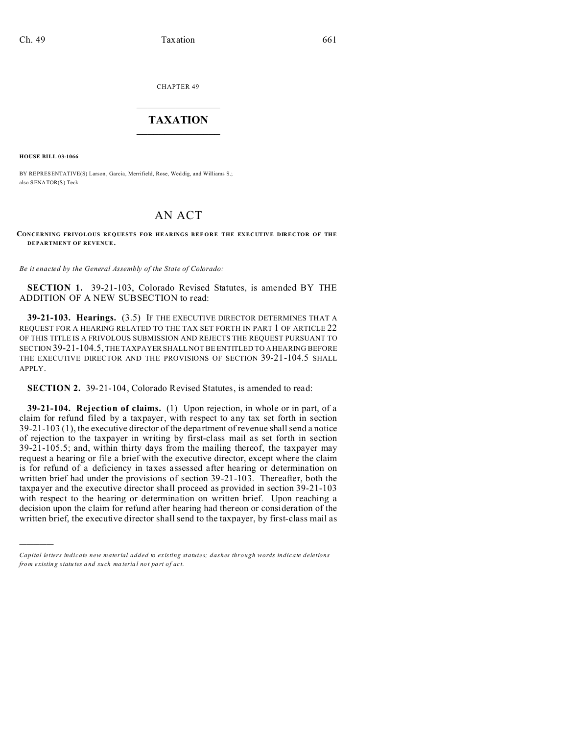CHAPTER 49

# TAXATION

**HOUSE BILL 03-1066**

BY REPRESENTATIVE(S) Larson, Garcia, Merrifield, Rose, Weddig, and Williams S.; also SENATOR(S) Teck.

# AN ACT

**CONCERNING FRIVOLOUS REQUESTS FOR HEARINGS BEFORE THE EXECUTIVE DIRECTOR OF THE DEPARTMENT OF REVENUE.**

*Be it enacted by the General Assembly of the State of Colorado:*

**SECTION 1.** 39-21-103, Colorado Revised Statutes, is amended BY THE ADDITION OF A NEW SUBSECTION to read:

**39-21-103. Hearings.** (3.5) IF THE EXECUTIVE DIRECTOR DETERMINES THAT A REQUEST FOR A HEARING RELATED TO THE TAX SET FORTH IN PART 1 OF ARTICLE 22 OF THIS TITLE IS A FRIVOLOUS SUBMISSION AND REJECTS THE REQUEST PURSUANT TO SECTION 39-21-104.5, THE TAXPAYER SHALL NOT BE ENTITLED TO A HEARING BEFORE THE EXECUTIVE DIRECTOR AND THE PROVISIONS OF SECTION 39-21-104.5 SHALL APPLY.

**SECTION 2.** 39-21-104, Colorado Revised Statutes, is amended to read:

**39-21-104. Rejection of claims.** (1) Upon rejection, in whole or in part, of a claim for refund filed by a taxpayer, with respect to any tax set forth in section 39-21-103 (1), the executive director of the department of revenue shall send a notice of rejection to the taxpayer in writing by first-class mail as set forth in section 39-21-105.5; and, within thirty days from the mailing thereof, the taxpayer may request a hearing or file a brief with the executive director, except where the claim is for refund of a deficiency in taxes assessed after hearing or determination on written brief had under the provisions of section 39-21-103. Thereafter, both the taxpayer and the executive director shall proceed as provided in section 39-21-103 with respect to the hearing or determination on written brief. Upon reaching a decision upon the claim for refund after hearing had thereon or consideration of the written brief, the executive director shall send to the taxpayer, by first-class mail as

---

*Capital letters indicate new material added to existing statutes; dashes through words indicate deletions from existing statutes and such material not part of act.*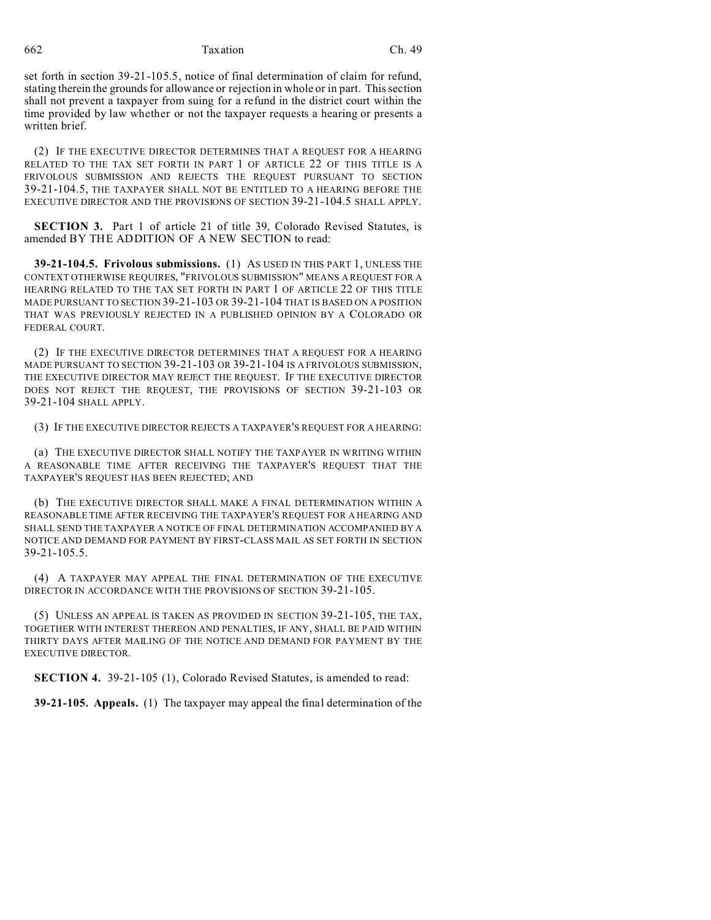set forth in section 39-21-105.5, notice of final determination of claim for refund, stating therein the grounds for allowance or rejection in whole or in part. This section shall not prevent a taxpayer from suing for a refund in the district court within the time provided by law whether or not the taxpayer requests a hearing or presents a written brief.

(2) IF THE EXECUTIVE DIRECTOR DETERMINES THAT A REQUEST FOR A HEARING RELATED TO THE TAX SET FORTH IN PART 1 OF ARTICLE 22 OF THIS TITLE IS A FRIVOLOUS SUBMISSION AND REJECTS THE REQUEST PURSUANT TO SECTION 39-21-104.5, THE TAXPAYER SHALL NOT BE ENTITLED TO A HEARING BEFORE THE EXECUTIVE DIRECTOR AND THE PROVISIONS OF SECTION 39-21-104.5 SHALL APPLY.

**SECTION 3.** Part 1 of article 21 of title 39, Colorado Revised Statutes, is amended BY THE ADDITION OF A NEW SECTION to read:

**39-21-104.5. Frivolous submissions.** (1) AS USED IN THIS PART 1, UNLESS THE CONTEXT OTHERWISE REQUIRES, "FRIVOLOUS SUBMISSION" MEANS A REQUEST FOR A HEARING RELATED TO THE TAX SET FORTH IN PART 1 OF ARTICLE 22 OF THIS TITLE MADE PURSUANT TO SECTION 39-21-103 OR 39-21-104 THAT IS BASED ON A POSITION THAT WAS PREVIOUSLY REJECTED IN A PUBLISHED OPINION BY A COLORADO OR FEDERAL COURT.

(2) IF THE EXECUTIVE DIRECTOR DETERMINES THAT A REQUEST FOR A HEARING MADE PURSUANT TO SECTION 39-21-103 OR 39-21-104 IS A FRIVOLOUS SUBMISSION, THE EXECUTIVE DIRECTOR MAY REJECT THE REQUEST. IF THE EXECUTIVE DIRECTOR DOES NOT REJECT THE REQUEST, THE PROVISIONS OF SECTION 39-21-103 OR 39-21-104 SHALL APPLY.

(3) IF THE EXECUTIVE DIRECTOR REJECTS A TAXPAYER'S REQUEST FOR A HEARING:

(a) THE EXECUTIVE DIRECTOR SHALL NOTIFY THE TAXPAYER IN WRITING WITHIN A REASONABLE TIME AFTER RECEIVING THE TAXPAYER'S REQUEST THAT THE TAXPAYER'S REQUEST HAS BEEN REJECTED; AND

(b) THE EXECUTIVE DIRECTOR SHALL MAKE A FINAL DETERMINATION WITHIN A REASONABLE TIME AFTER RECEIVING THE TAXPAYER'S REQUEST FOR A HEARING AND SHALL SEND THE TAXPAYER A NOTICE OF FINAL DETERMINATION ACCOMPANIED BY A NOTICE AND DEMAND FOR PAYMENT BY FIRST-CLASS MAIL AS SET FORTH IN SECTION 39-21-105.5.

(4) A TAXPAYER MAY APPEAL THE FINAL DETERMINATION OF THE EXECUTIVE DIRECTOR IN ACCORDANCE WITH THE PROVISIONS OF SECTION 39-21-105.

(5) UNLESS AN APPEAL IS TAKEN AS PROVIDED IN SECTION 39-21-105, THE TAX, TOGETHER WITH INTEREST THEREON AND PENALTIES, IF ANY, SHALL BE PAID WITHIN THIRTY DAYS AFTER MAILING OF THE NOTICE AND DEMAND FOR PAYMENT BY THE EXECUTIVE DIRECTOR.

**SECTION 4.** 39-21-105 (1), Colorado Revised Statutes, is amended to read:

**39-21-105. Appeals.** (1) The taxpayer may appeal the final determination of the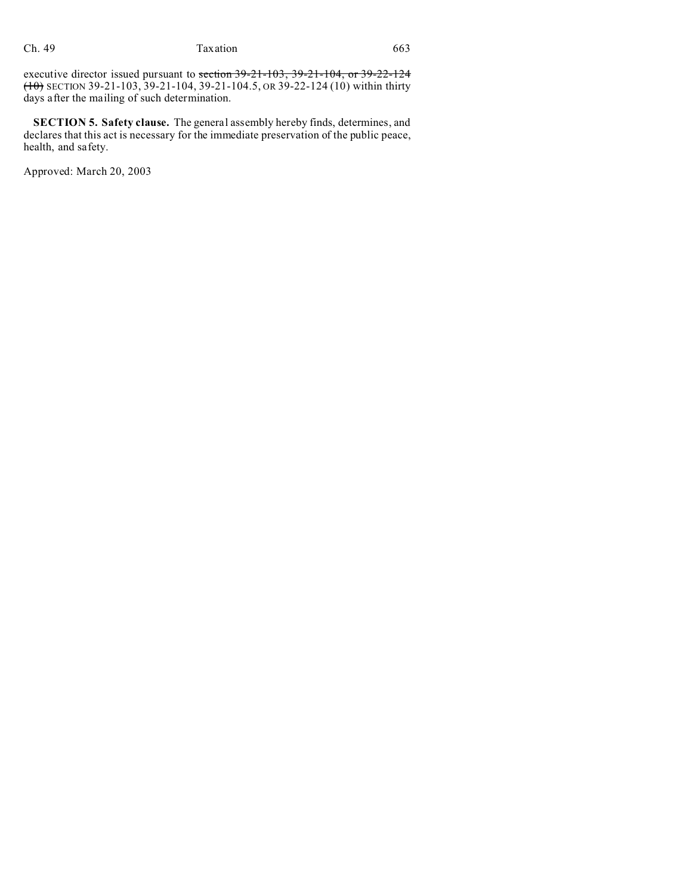executive director issued pursuant to ~~section 39-21-103, 39-21-104, or 39-22-124 (10)~~ SECTION 39-21-103, 39-21-104, 39-21-104.5, OR 39-22-124 (10) within thirty days after the mailing of such determination.

**SECTION 5. Safety clause.** The general assembly hereby finds, determines, and declares that this act is necessary for the immediate preservation of the public peace, health, and safety.

Approved: March 20, 2003